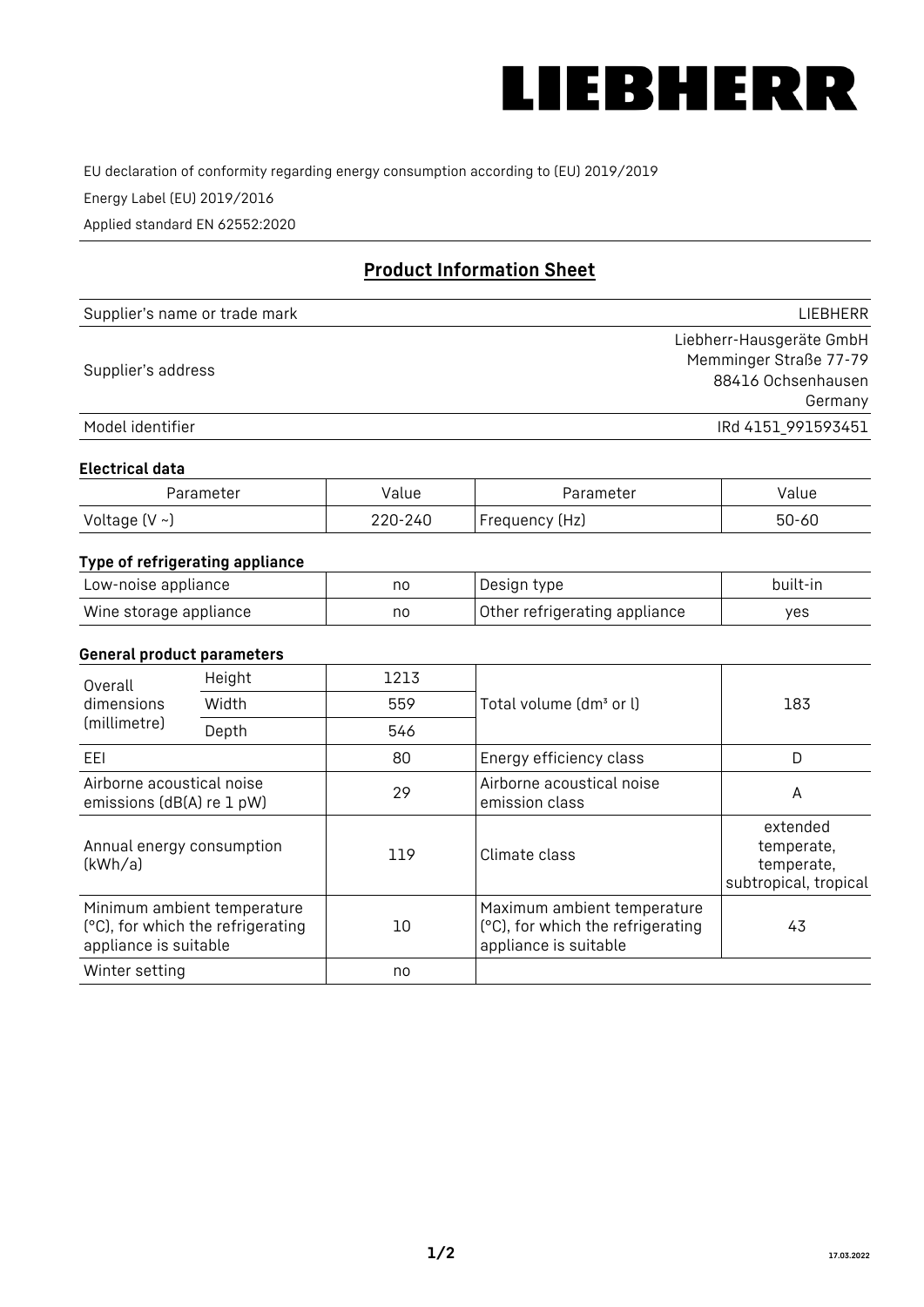LIEBHERR

EU declaration of conformity regarding energy consumption according to (EU) 2019/2019

Energy Label (EU) 2019/2016

Applied standard EN 62552:2020

## Product Information Sheet

| | |
|---|---|
| Supplier's name or trade mark | LIEBHERR |
| Supplier's address | Liebherr-Hausgeräte GmbH<br>Memminger Straße 77-79<br>88416 Ochsenhausen<br>Germany |
| Model identifier | IRd 4151_991593451 |

### Electrical data

| Parameter | Value | Parameter | Value |
|---|---|---|---|
| Voltage (V ~) | 220-240 | Frequency (Hz) | 50-60 |

### Type of refrigerating appliance

| | | | |
|---|---|---|---|
| Low-noise appliance | no | Design type | built-in |
| Wine storage appliance | no | Other refrigerating appliance | yes |

### General product parameters

| | | | | |
|---|---|---|---|---|
| Overall dimensions (millimetre) | Height | 1213 | Total volume (dm³ or l) | 183 |
| | Width | 559 | | |
| | Depth | 546 | | |
| EEI | | 80 | Energy efficiency class | D |
| Airborne acoustical noise emissions (dB(A) re 1 pW) | | 29 | Airborne acoustical noise emission class | A |
| Annual energy consumption (kWh/a) | | 119 | Climate class | extended temperate, temperate, subtropical, tropical |
| Minimum ambient temperature (°C), for which the refrigerating appliance is suitable | | 10 | Maximum ambient temperature (°C), for which the refrigerating appliance is suitable | 43 |
| Winter setting | | no | | |

17.03.2022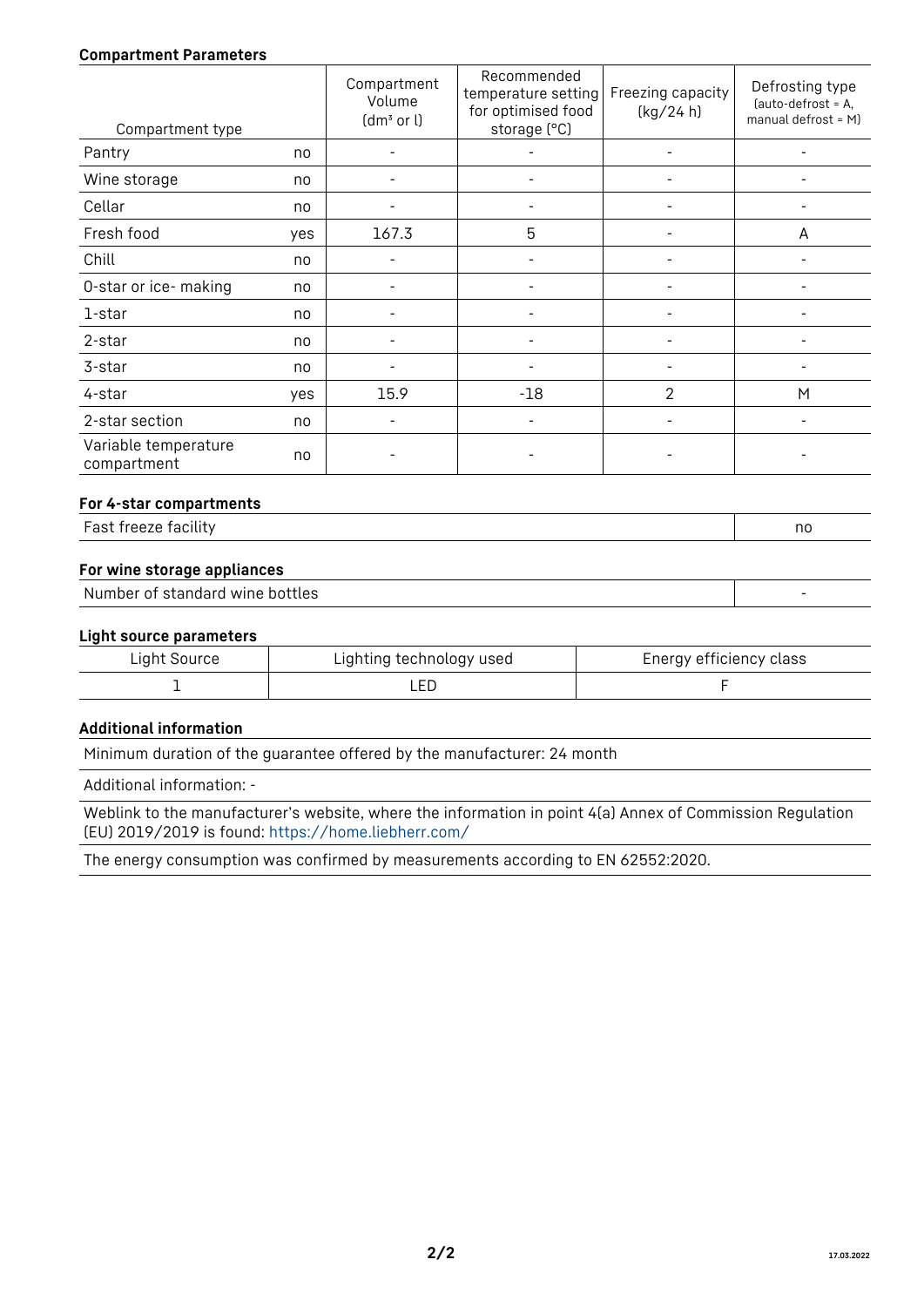**Compartment Parameters**

| Compartment type | | Compartment Volume (dm³ or l) | Recommended temperature setting for optimised food storage (°C) | Freezing capacity (kg/24 h) | Defrosting type (auto-defrost = A, manual defrost = M) |
|---|---|---|---|---|---|
| Pantry | no | - | - | - | - |
| Wine storage | no | - | - | - | - |
| Cellar | no | - | - | - | - |
| Fresh food | yes | 167.3 | 5 | - | A |
| Chill | no | - | - | - | - |
| 0-star or ice- making | no | - | - | - | - |
| 1-star | no | - | - | - | - |
| 2-star | no | - | - | - | - |
| 3-star | no | - | - | - | - |
| 4-star | yes | 15.9 | -18 | 2 | M |
| 2-star section | no | - | - | - | - |
| Variable temperature compartment | no | - | - | - | - |

**For 4-star compartments**

| | |
|---|---|
| Fast freeze facility | no |

**For wine storage appliances**

| | |
|---|---|
| Number of standard wine bottles | - |

**Light source parameters**

| Light Source | Lighting technology used | Energy efficiency class |
|---|---|---|
| 1 | LED | F |

**Additional information**

Minimum duration of the guarantee offered by the manufacturer: 24 month

Additional information: -

Weblink to the manufacturer's website, where the information in point 4(a) Annex of Commission Regulation (EU) 2019/2019 is found: https://home.liebherr.com/

The energy consumption was confirmed by measurements according to EN 62552:2020.

17.03.2022